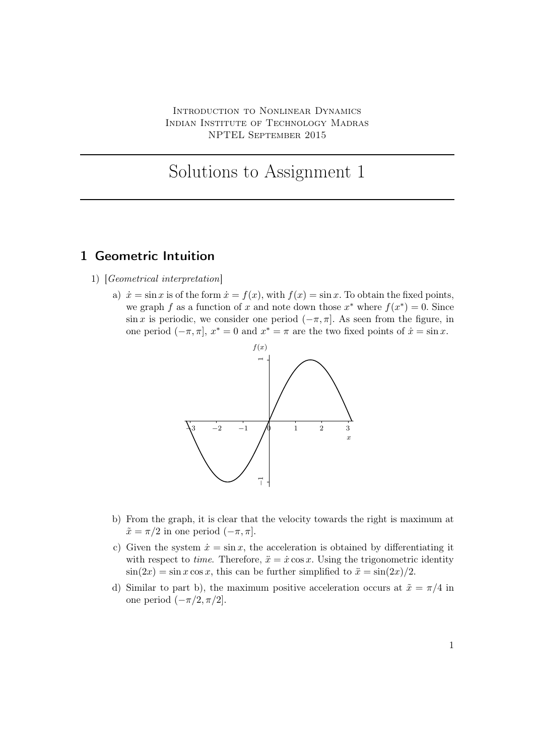Introduction to Nonlinear Dynamics
Indian Institute of Technology Madras
NPTEL September 2015

# Solutions to Assignment 1

## 1 Geometric Intuition

1) [*Geometrical interpretation*]

   a) $\dot{x} = \sin x$ is of the form $\dot{x} = f(x)$, with $f(x) = \sin x$. To obtain the fixed points, we graph $f$ as a function of $x$ and note down those $x^*$ where $f(x^*) = 0$. Since $\sin x$ is periodic, we consider one period $(-\pi, \pi]$. As seen from the figure, in one period $(-\pi, \pi]$, $x^* = 0$ and $x^* = \pi$ are the two fixed points of $\dot{x} = \sin x$.

   b) From the graph, it is clear that the velocity towards the right is maximum at $\tilde{x} = \pi/2$ in one period $(-\pi, \pi]$.

   c) Given the system $\dot{x} = \sin x$, the acceleration is obtained by differentiating it with respect to *time*. Therefore, $\ddot{x} = \dot{x} \cos x$. Using the trigonometric identity $\sin(2x) = \sin x \cos x$, this can be further simplified to $\ddot{x} = \sin(2x)/2$.

   d) Similar to part b), the maximum positive acceleration occurs at $\tilde{x} = \pi/4$ in one period $(-\pi/2, \pi/2]$.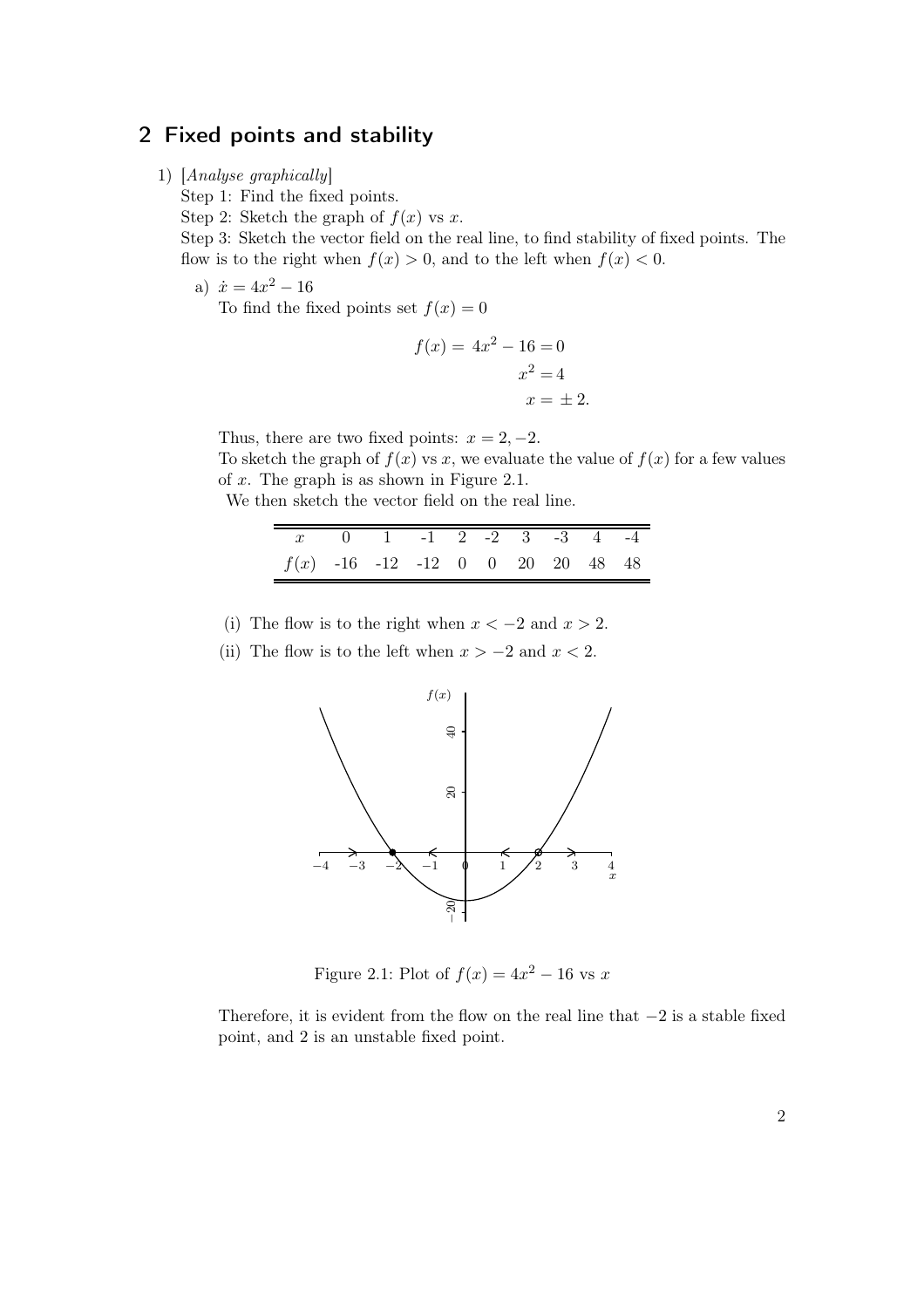## 2 Fixed points and stability

1) [*Analyse graphically*]
   Step 1: Find the fixed points.
   Step 2: Sketch the graph of $f(x)$ vs $x$.
   Step 3: Sketch the vector field on the real line, to find stability of fixed points. The flow is to the right when $f(x) > 0$, and to the left when $f(x) < 0$.

   a) $\dot{x} = 4x^2 - 16$
   To find the fixed points set $f(x) = 0$

$$
\begin{aligned}
f(x) = 4x^2 - 16 &= 0 \\
x^2 &= 4 \\
x &= \pm 2.
\end{aligned}
$$

Thus, there are two fixed points: $x = 2, -2$.
To sketch the graph of $f(x)$ vs $x$, we evaluate the value of $f(x)$ for a few values of $x$. The graph is as shown in Figure 2.1.
We then sketch the vector field on the real line.

| $x$ | 0 | 1 | -1 | 2 | -2 | 3 | -3 | 4 | -4 |
|---|---|---|---|---|---|---|---|---|---|
| $f(x)$ | -16 | -12 | -12 | 0 | 0 | 20 | 20 | 48 | 48 |

(i) The flow is to the right when $x < -2$ and $x > 2$.

(ii) The flow is to the left when $x > -2$ and $x < 2$.

Figure 2.1: Plot of $f(x) = 4x^2 - 16$ vs $x$

Therefore, it is evident from the flow on the real line that $-2$ is a stable fixed point, and 2 is an unstable fixed point.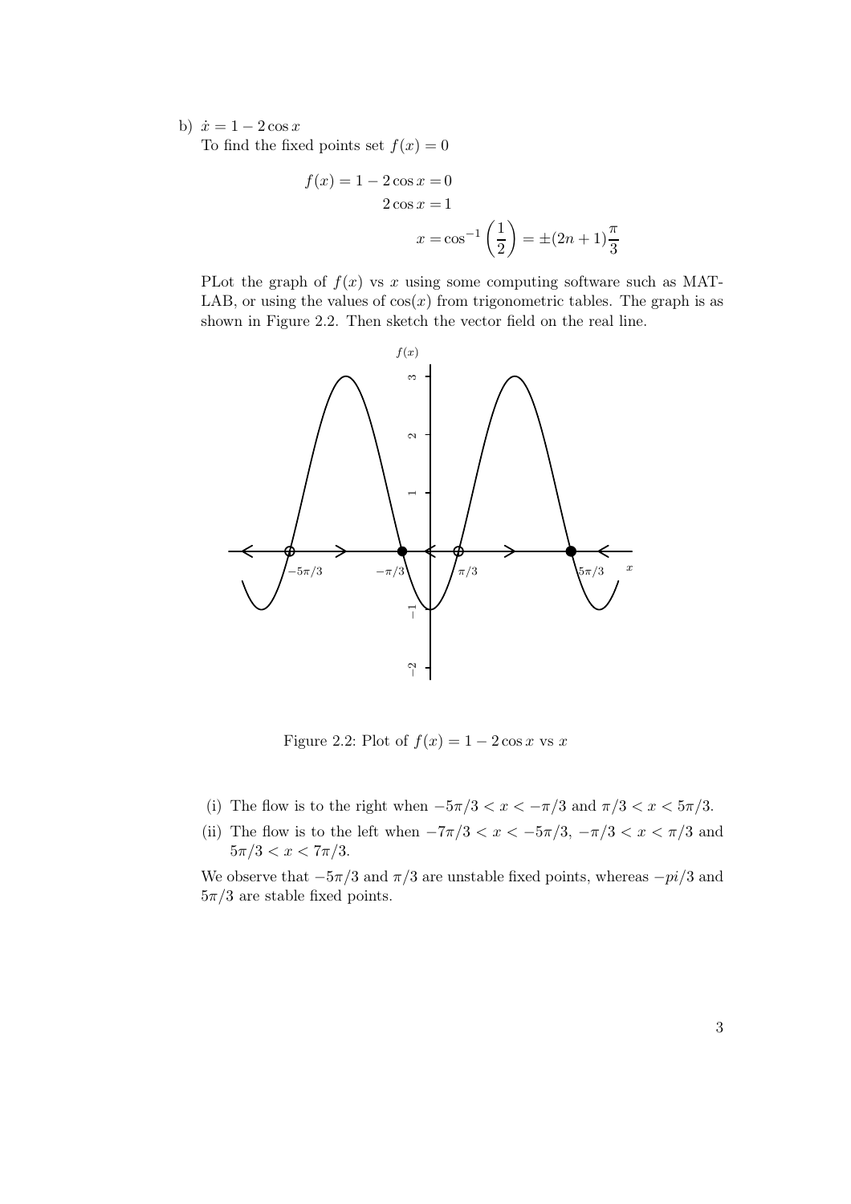b) $\dot{x} = 1 - 2\cos x$

To find the fixed points set $f(x) = 0$

$$f(x) = 1 - 2\cos x = 0$$
$$2\cos x = 1$$
$$x = \cos^{-1}\left(\frac{1}{2}\right) = \pm(2n+1)\frac{\pi}{3}$$

PLot the graph of $f(x)$ vs $x$ using some computing software such as MATLAB, or using the values of $\cos(x)$ from trigonometric tables. The graph is as shown in Figure 2.2. Then sketch the vector field on the real line.

Figure 2.2: Plot of $f(x) = 1 - 2\cos x$ vs $x$

(i) The flow is to the right when $-5\pi/3 < x < -\pi/3$ and $\pi/3 < x < 5\pi/3$.

(ii) The flow is to the left when $-7\pi/3 < x < -5\pi/3$, $-\pi/3 < x < \pi/3$ and $5\pi/3 < x < 7\pi/3$.

We observe that $-5\pi/3$ and $\pi/3$ are unstable fixed points, whereas $-pi/3$ and $5\pi/3$ are stable fixed points.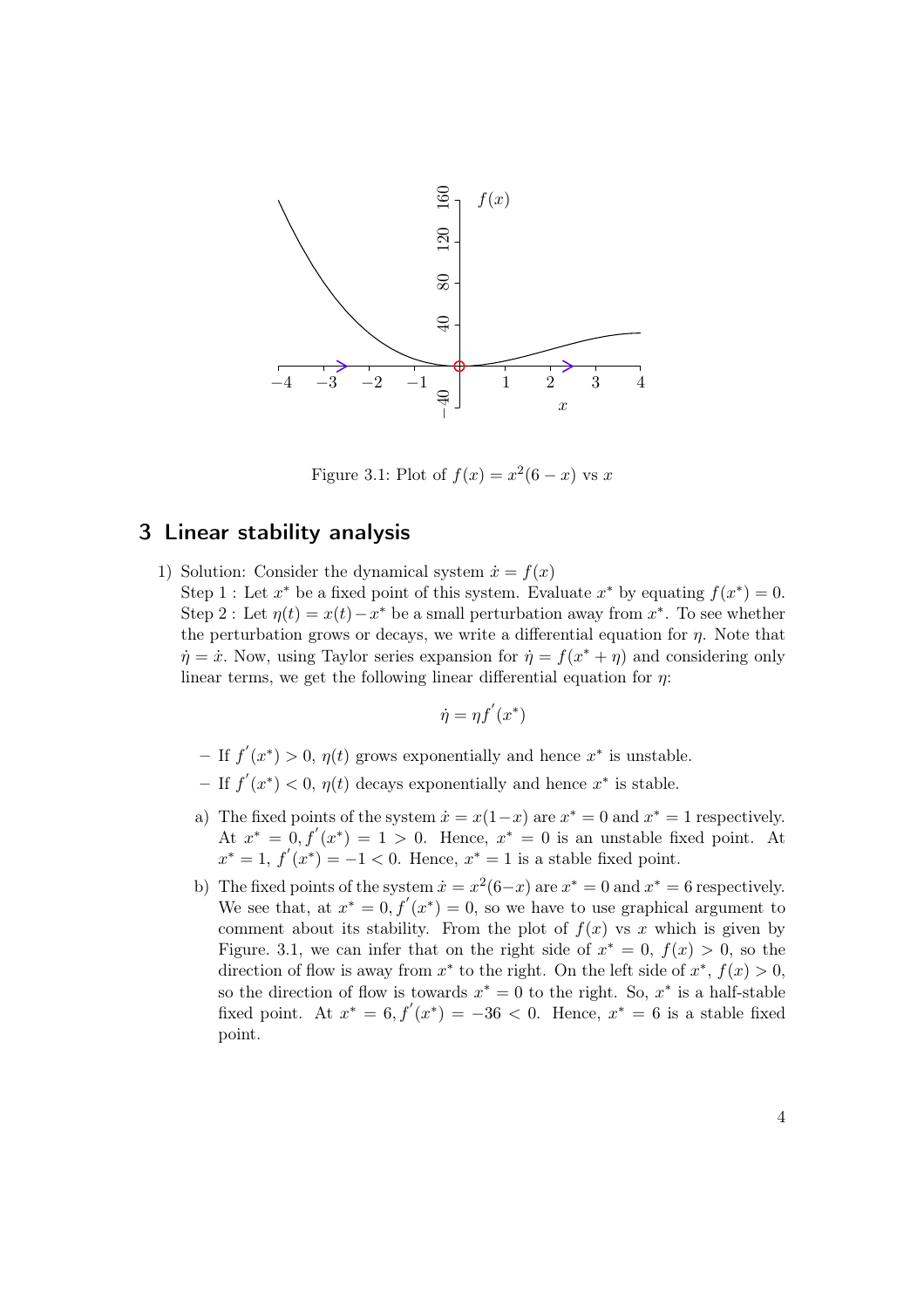Figure 3.1: Plot of $f(x) = x^2(6 - x)$ vs $x$

## 3 Linear stability analysis

1) Solution: Consider the dynamical system $\dot{x} = f(x)$
   Step 1 : Let $x^*$ be a fixed point of this system. Evaluate $x^*$ by equating $f(x^*) = 0$.
   Step 2 : Let $\eta(t) = x(t) - x^*$ be a small perturbation away from $x^*$. To see whether the perturbation grows or decays, we write a differential equation for $\eta$. Note that $\dot{\eta} = \dot{x}$. Now, using Taylor series expansion for $\dot{\eta} = f(x^* + \eta)$ and considering only linear terms, we get the following linear differential equation for $\eta$:

$$\dot{\eta} = \eta f'(x^*)$$

   – If $f'(x^*) > 0$, $\eta(t)$ grows exponentially and hence $x^*$ is unstable.
   – If $f'(x^*) < 0$, $\eta(t)$ decays exponentially and hence $x^*$ is stable.

   a) The fixed points of the system $\dot{x} = x(1-x)$ are $x^* = 0$ and $x^* = 1$ respectively. At $x^* = 0, f'(x^*) = 1 > 0$. Hence, $x^* = 0$ is an unstable fixed point. At $x^* = 1$, $f'(x^*) = -1 < 0$. Hence, $x^* = 1$ is a stable fixed point.

   b) The fixed points of the system $\dot{x} = x^2(6-x)$ are $x^* = 0$ and $x^* = 6$ respectively. We see that, at $x^* = 0, f'(x^*) = 0$, so we have to use graphical argument to comment about its stability. From the plot of $f(x)$ vs $x$ which is given by Figure. 3.1, we can infer that on the right side of $x^* = 0$, $f(x) > 0$, so the direction of flow is away from $x^*$ to the right. On the left side of $x^*$, $f(x) > 0$, so the direction of flow is towards $x^* = 0$ to the right. So, $x^*$ is a half-stable fixed point. At $x^* = 6, f'(x^*) = -36 < 0$. Hence, $x^* = 6$ is a stable fixed point.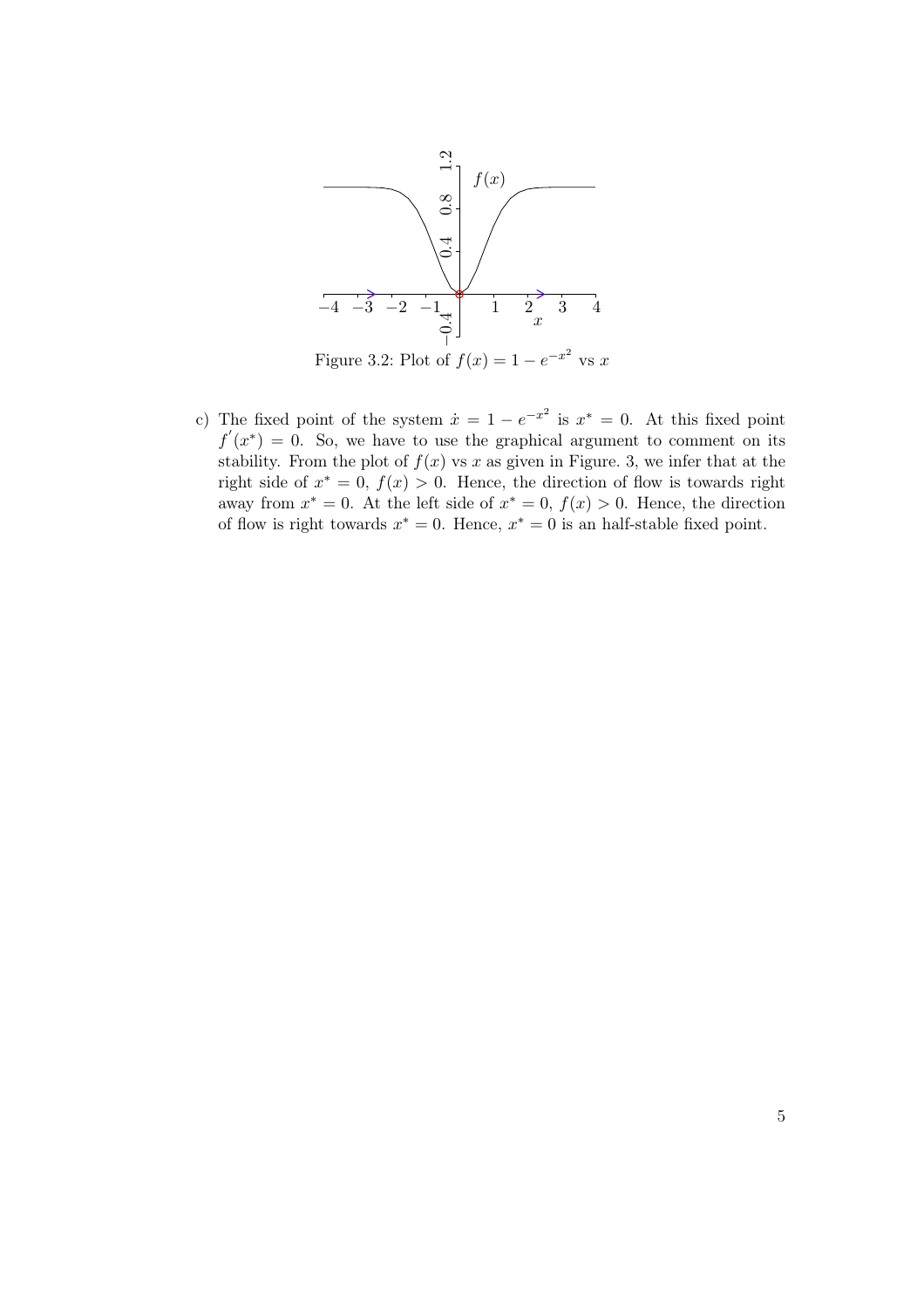f(x)

1.2

0.8

0.4

−0.4

−4 −3 −2 −1 1 2 3 4

x

Figure 3.2: Plot of $f(x) = 1 - e^{-x^2}$ vs $x$

c) The fixed point of the system $\dot{x} = 1 - e^{-x^2}$ is $x^* = 0$. At this fixed point $f^{'}(x^*) = 0$. So, we have to use the graphical argument to comment on its stability. From the plot of $f(x)$ vs $x$ as given in Figure. 3, we infer that at the right side of $x^* = 0$, $f(x) > 0$. Hence, the direction of flow is towards right away from $x^* = 0$. At the left side of $x^* = 0$, $f(x) > 0$. Hence, the direction of flow is right towards $x^* = 0$. Hence, $x^* = 0$ is an half-stable fixed point.